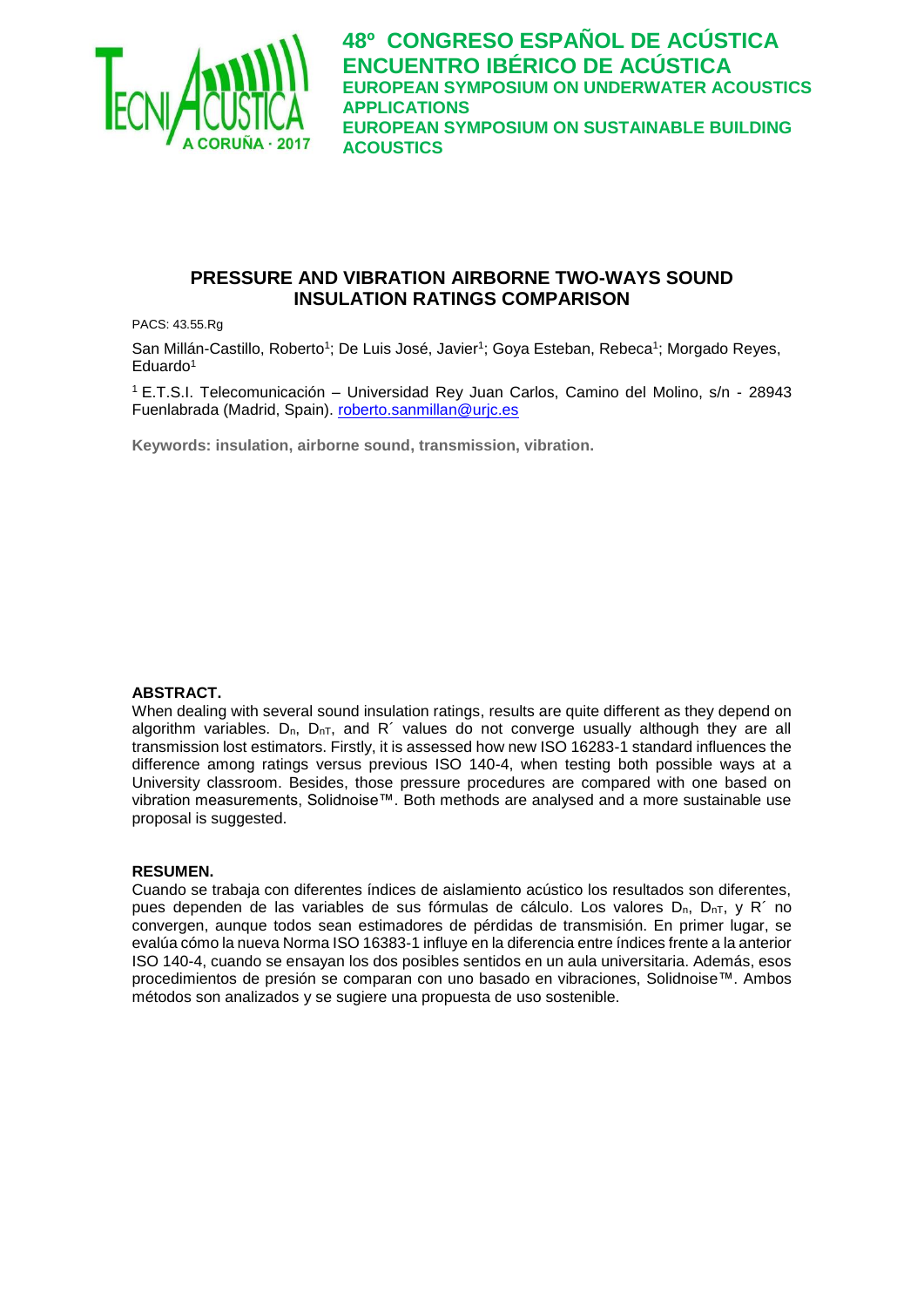48º CONGRESO ESPAÑOL DE ACÚSTICA
ENCUENTRO IBÉRICO DE ACÚSTICA
EUROPEAN SYMPOSIUM ON UNDERWATER ACOUSTICS APPLICATIONS
EUROPEAN SYMPOSIUM ON SUSTAINABLE BUILDING ACOUSTICS

# PRESSURE AND VIBRATION AIRBORNE TWO-WAYS SOUND INSULATION RATINGS COMPARISON

PACS: 43.55.Rg

San Millán-Castillo, Roberto[1]; De Luis José, Javier[1]; Goya Esteban, Rebeca[1]; Morgado Reyes, Eduardo[1]

[1] E.T.S.I. Telecomunicación – Universidad Rey Juan Carlos, Camino del Molino, s/n - 28943 Fuenlabrada (Madrid, Spain). roberto.sanmillan@urjc.es

**Keywords: insulation, airborne sound, transmission, vibration.**

## ABSTRACT.

When dealing with several sound insulation ratings, results are quite different as they depend on algorithm variables. $D_n$, $D_{nT}$, and R´ values do not converge usually although they are all transmission lost estimators. Firstly, it is assessed how new ISO 16283-1 standard influences the difference among ratings versus previous ISO 140-4, when testing both possible ways at a University classroom. Besides, those pressure procedures are compared with one based on vibration measurements, Solidnoise™. Both methods are analysed and a more sustainable use proposal is suggested.

## RESUMEN.

Cuando se trabaja con diferentes índices de aislamiento acústico los resultados son diferentes, pues dependen de las variables de sus fórmulas de cálculo. Los valores $D_n$, $D_{nT}$, y R´ no convergen, aunque todos sean estimadores de pérdidas de transmisión. En primer lugar, se evalúa cómo la nueva Norma ISO 16383-1 influye en la diferencia entre índices frente a la anterior ISO 140-4, cuando se ensayan los dos posibles sentidos en un aula universitaria. Además, esos procedimientos de presión se comparan con uno basado en vibraciones, Solidnoise™. Ambos métodos son analizados y se sugiere una propuesta de uso sostenible.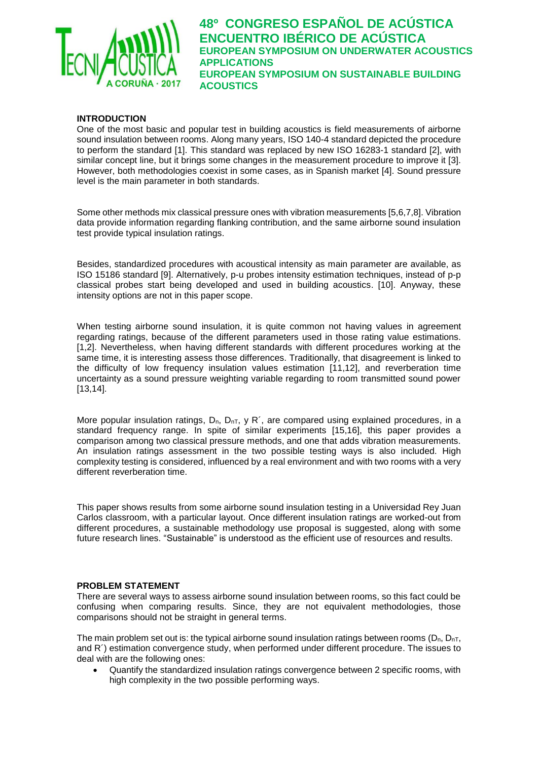## INTRODUCTION

One of the most basic and popular test in building acoustics is field measurements of airborne sound insulation between rooms. Along many years, ISO 140-4 standard depicted the procedure to perform the standard [1]. This standard was replaced by new ISO 16283-1 standard [2], with similar concept line, but it brings some changes in the measurement procedure to improve it [3]. However, both methodologies coexist in some cases, as in Spanish market [4]. Sound pressure level is the main parameter in both standards.

Some other methods mix classical pressure ones with vibration measurements [5,6,7,8]. Vibration data provide information regarding flanking contribution, and the same airborne sound insulation test provide typical insulation ratings.

Besides, standardized procedures with acoustical intensity as main parameter are available, as ISO 15186 standard [9]. Alternatively, p-u probes intensity estimation techniques, instead of p-p classical probes start being developed and used in building acoustics. [10]. Anyway, these intensity options are not in this paper scope.

When testing airborne sound insulation, it is quite common not having values in agreement regarding ratings, because of the different parameters used in those rating value estimations. [1,2]. Nevertheless, when having different standards with different procedures working at the same time, it is interesting assess those differences. Traditionally, that disagreement is linked to the difficulty of low frequency insulation values estimation [11,12], and reverberation time uncertainty as a sound pressure weighting variable regarding to room transmitted sound power [13,14].

More popular insulation ratings, $D_n$, $D_{nT}$, y R´, are compared using explained procedures, in a standard frequency range. In spite of similar experiments [15,16], this paper provides a comparison among two classical pressure methods, and one that adds vibration measurements. An insulation ratings assessment in the two possible testing ways is also included. High complexity testing is considered, influenced by a real environment and with two rooms with a very different reverberation time.

This paper shows results from some airborne sound insulation testing in a Universidad Rey Juan Carlos classroom, with a particular layout. Once different insulation ratings are worked-out from different procedures, a sustainable methodology use proposal is suggested, along with some future research lines. "Sustainable" is understood as the efficient use of resources and results.

## PROBLEM STATEMENT

There are several ways to assess airborne sound insulation between rooms, so this fact could be confusing when comparing results. Since, they are not equivalent methodologies, those comparisons should not be straight in general terms.

The main problem set out is: the typical airborne sound insulation ratings between rooms ($D_n$, $D_{nT}$, and R´) estimation convergence study, when performed under different procedure. The issues to deal with are the following ones:

- Quantify the standardized insulation ratings convergence between 2 specific rooms, with high complexity in the two possible performing ways.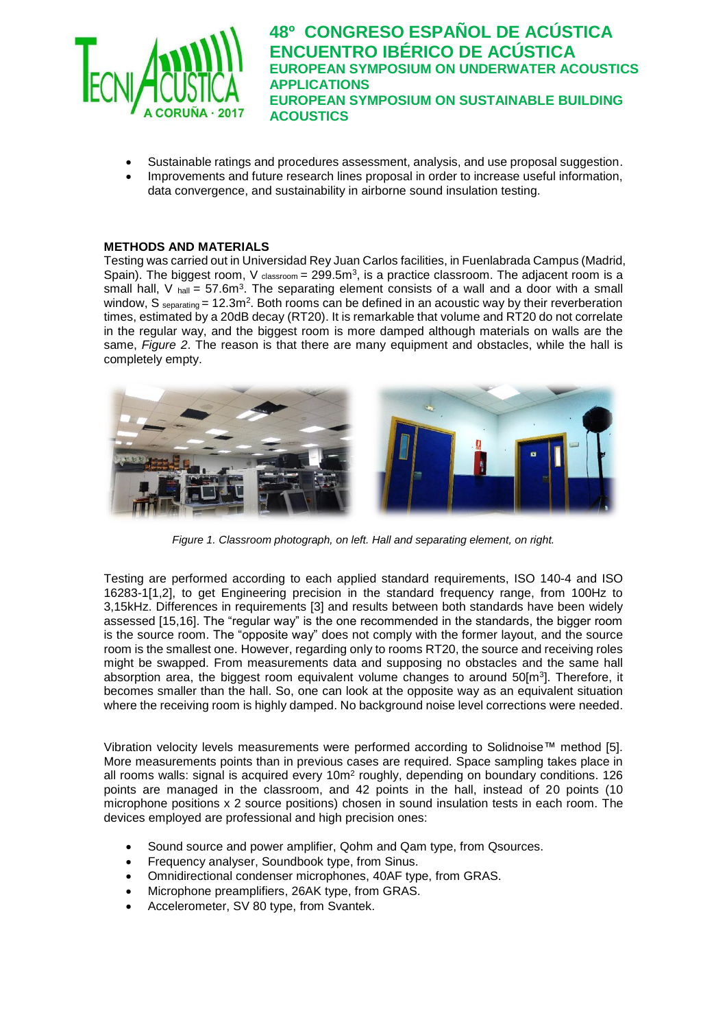- Sustainable ratings and procedures assessment, analysis, and use proposal suggestion.
- Improvements and future research lines proposal in order to increase useful information, data convergence, and sustainability in airborne sound insulation testing.

## METHODS AND MATERIALS

Testing was carried out in Universidad Rey Juan Carlos facilities, in Fuenlabrada Campus (Madrid, Spain). The biggest room, $V_{classroom} = 299.5m^3$, is a practice classroom. The adjacent room is a small hall, $V_{hall} = 57.6m^3$. The separating element consists of a wall and a door with a small window, $S_{separating} = 12.3m^2$. Both rooms can be defined in an acoustic way by their reverberation times, estimated by a 20dB decay (RT20). It is remarkable that volume and RT20 do not correlate in the regular way, and the biggest room is more damped although materials on walls are the same, *Figure 2*. The reason is that there are many equipment and obstacles, while the hall is completely empty.

*Figure 1. Classroom photograph, on left. Hall and separating element, on right.*

Testing are performed according to each applied standard requirements, ISO 140-4 and ISO 16283-1[1,2], to get Engineering precision in the standard frequency range, from 100Hz to 3,15kHz. Differences in requirements [3] and results between both standards have been widely assessed [15,16]. The "regular way" is the one recommended in the standards, the bigger room is the source room. The "opposite way" does not comply with the former layout, and the source room is the smallest one. However, regarding only to rooms RT20, the source and receiving roles might be swapped. From measurements data and supposing no obstacles and the same hall absorption area, the biggest room equivalent volume changes to around 50[$m^3$]. Therefore, it becomes smaller than the hall. So, one can look at the opposite way as an equivalent situation where the receiving room is highly damped. No background noise level corrections were needed.

Vibration velocity levels measurements were performed according to Solidnoise™ method [5]. More measurements points than in previous cases are required. Space sampling takes place in all rooms walls: signal is acquired every $10m^2$ roughly, depending on boundary conditions. 126 points are managed in the classroom, and 42 points in the hall, instead of 20 points (10 microphone positions x 2 source positions) chosen in sound insulation tests in each room. The devices employed are professional and high precision ones:

- Sound source and power amplifier, Qohm and Qam type, from Qsources.
- Frequency analyser, Soundbook type, from Sinus.
- Omnidirectional condenser microphones, 40AF type, from GRAS.
- Microphone preamplifiers, 26AK type, from GRAS.
- Accelerometer, SV 80 type, from Svantek.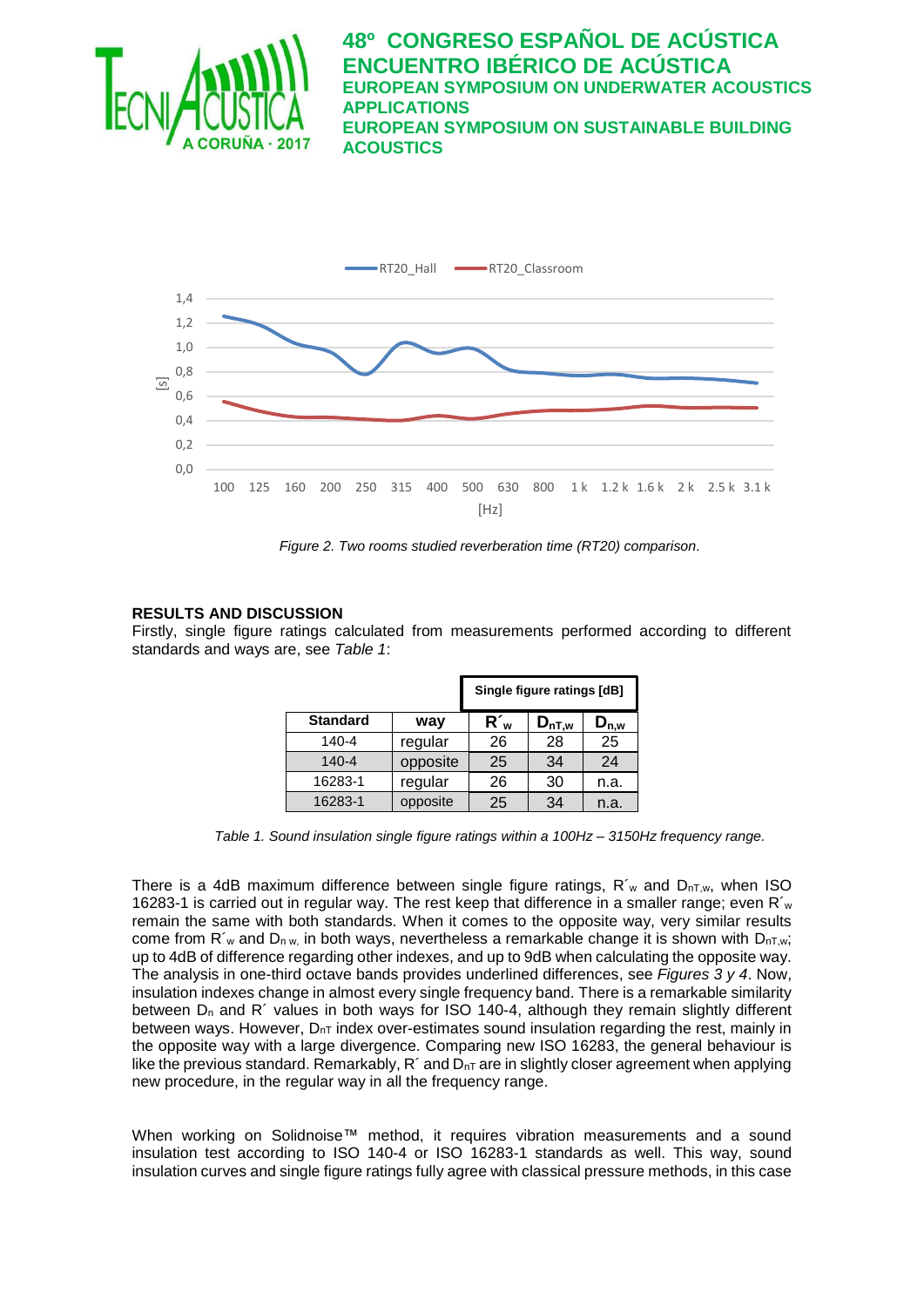*Figure 2. Two rooms studied reverberation time (RT20) comparison.*

## RESULTS AND DISCUSSION

Firstly, single figure ratings calculated from measurements performed according to different standards and ways are, see *Table 1*:

| Standard | way | Single figure ratings [dB] | | |
|---|---|---|---|---|
| | | $R'_w$ | $D_{nT,w}$ | $D_{n,w}$ |
| 140-4 | regular | 26 | 28 | 25 |
| 140-4 | opposite | 25 | 34 | 24 |
| 16283-1 | regular | 26 | 30 | n.a. |
| 16283-1 | opposite | 25 | 34 | n.a. |

*Table 1. Sound insulation single figure ratings within a 100Hz – 3150Hz frequency range.*

There is a 4dB maximum difference between single figure ratings, $R'_w$ and $D_{nT,w}$, when ISO 16283-1 is carried out in regular way. The rest keep that difference in a smaller range; even $R'_w$ remain the same with both standards. When it comes to the opposite way, very similar results come from $R'_w$ and $D_{n\,w,}$ in both ways, nevertheless a remarkable change it is shown with $D_{nT,w}$; up to 4dB of difference regarding other indexes, and up to 9dB when calculating the opposite way. The analysis in one-third octave bands provides underlined differences, see *Figures 3 y 4*. Now, insulation indexes change in almost every single frequency band. There is a remarkable similarity between $D_n$ and R´ values in both ways for ISO 140-4, although they remain slightly different between ways. However, $D_{nT}$ index over-estimates sound insulation regarding the rest, mainly in the opposite way with a large divergence. Comparing new ISO 16283, the general behaviour is like the previous standard. Remarkably, R´ and $D_{nT}$ are in slightly closer agreement when applying new procedure, in the regular way in all the frequency range.

When working on Solidnoise™ method, it requires vibration measurements and a sound insulation test according to ISO 140-4 or ISO 16283-1 standards as well. This way, sound insulation curves and single figure ratings fully agree with classical pressure methods, in this case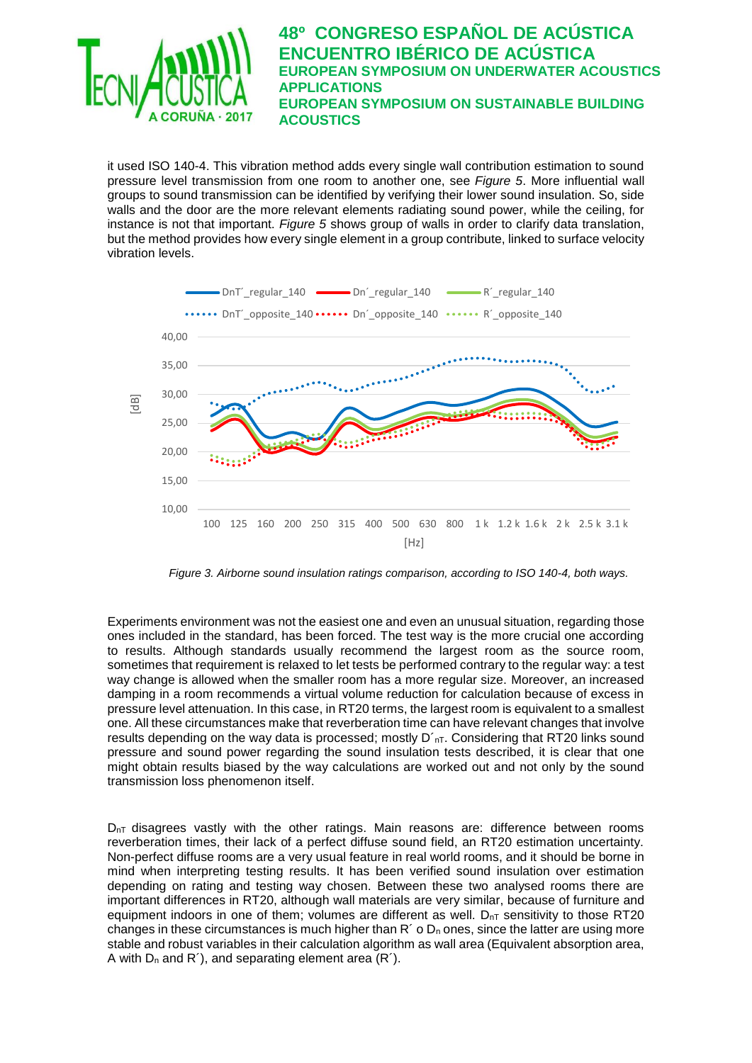it used ISO 140-4. This vibration method adds every single wall contribution estimation to sound pressure level transmission from one room to another one, see *Figure 5*. More influential wall groups to sound transmission can be identified by verifying their lower sound insulation. So, side walls and the door are the more relevant elements radiating sound power, while the ceiling, for instance is not that important. *Figure 5* shows group of walls in order to clarify data translation, but the method provides how every single element in a group contribute, linked to surface velocity vibration levels.

*Figure 3. Airborne sound insulation ratings comparison, according to ISO 140-4, both ways.*

Experiments environment was not the easiest one and even an unusual situation, regarding those ones included in the standard, has been forced. The test way is the more crucial one according to results. Although standards usually recommend the largest room as the source room, sometimes that requirement is relaxed to let tests be performed contrary to the regular way: a test way change is allowed when the smaller room has a more regular size. Moreover, an increased damping in a room recommends a virtual volume reduction for calculation because of excess in pressure level attenuation. In this case, in RT20 terms, the largest room is equivalent to a smallest one. All these circumstances make that reverberation time can have relevant changes that involve results depending on the way data is processed; mostly $D'_{nT}$. Considering that RT20 links sound pressure and sound power regarding the sound insulation tests described, it is clear that one might obtain results biased by the way calculations are worked out and not only by the sound transmission loss phenomenon itself.

$D_{nT}$ disagrees vastly with the other ratings. Main reasons are: difference between rooms reverberation times, their lack of a perfect diffuse sound field, an RT20 estimation uncertainty. Non-perfect diffuse rooms are a very usual feature in real world rooms, and it should be borne in mind when interpreting testing results. It has been verified sound insulation over estimation depending on rating and testing way chosen. Between these two analysed rooms there are important differences in RT20, although wall materials are very similar, because of furniture and equipment indoors in one of them; volumes are different as well. $D_{nT}$ sensitivity to those RT20 changes in these circumstances is much higher than R´ o $D_n$ ones, since the latter are using more stable and robust variables in their calculation algorithm as wall area (Equivalent absorption area, A with $D_n$ and R´), and separating element area (R´).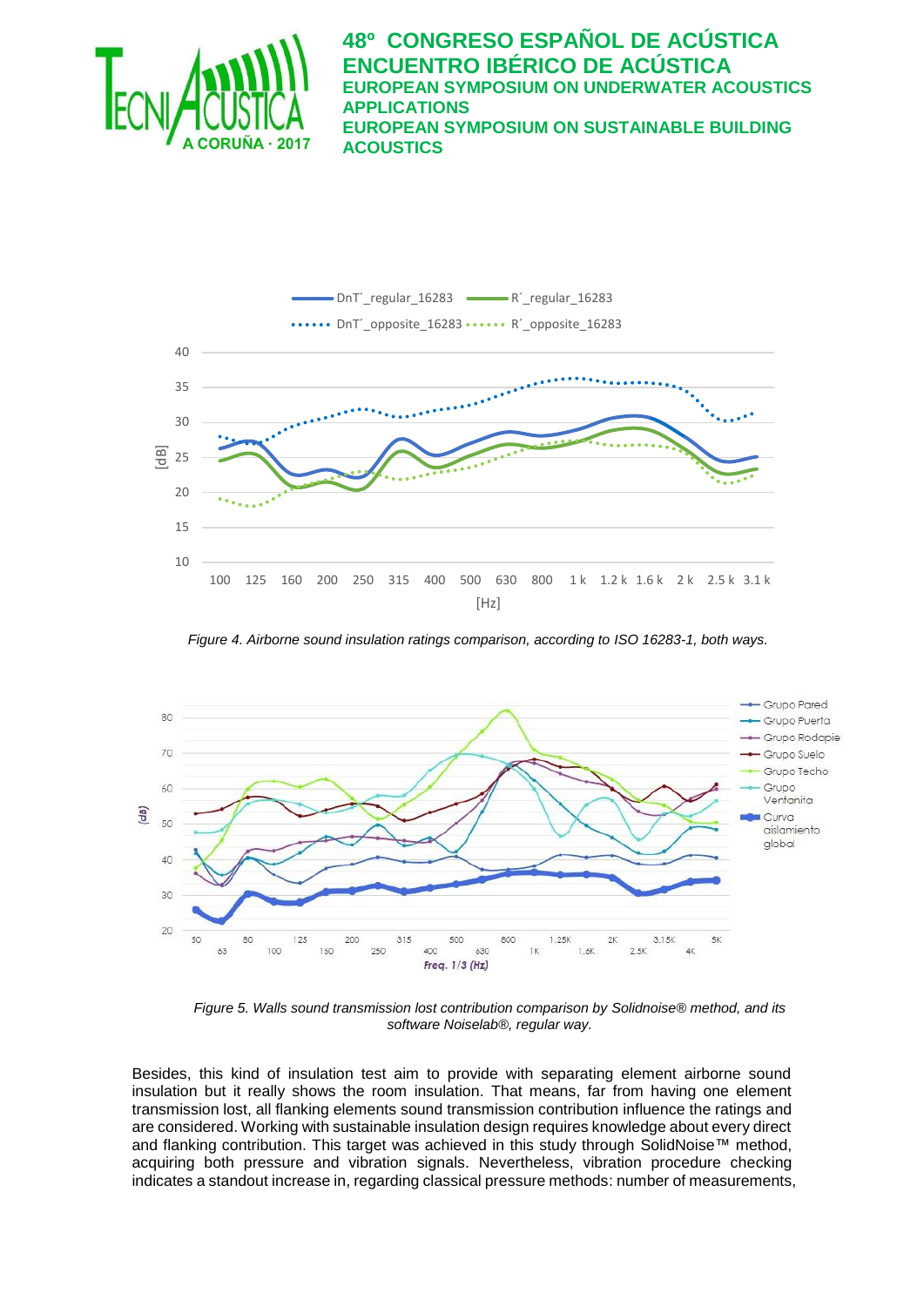Figure 4. Airborne sound insulation ratings comparison, according to ISO 16283-1, both ways.

Figure 5. Walls sound transmission lost contribution comparison by Solidnoise® method, and its software Noiselab®, regular way.

Besides, this kind of insulation test aim to provide with separating element airborne sound insulation but it really shows the room insulation. That means, far from having one element transmission lost, all flanking elements sound transmission contribution influence the ratings and are considered. Working with sustainable insulation design requires knowledge about every direct and flanking contribution. This target was achieved in this study through SolidNoise™ method, acquiring both pressure and vibration signals. Nevertheless, vibration procedure checking indicates a standout increase in, regarding classical pressure methods: number of measurements,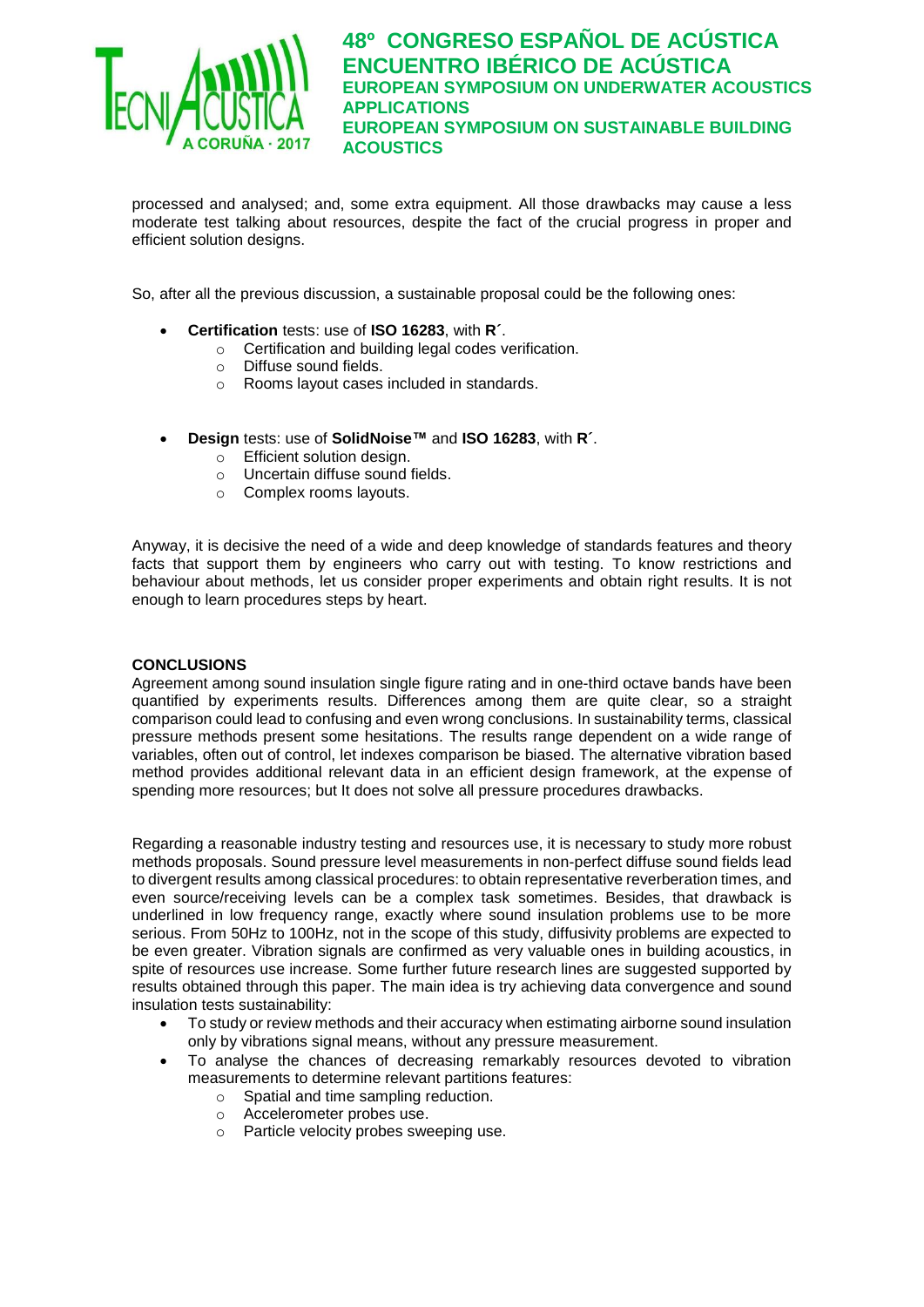processed and analysed; and, some extra equipment. All those drawbacks may cause a less moderate test talking about resources, despite the fact of the crucial progress in proper and efficient solution designs.

So, after all the previous discussion, a sustainable proposal could be the following ones:

- **Certification** tests: use of **ISO 16283**, with **R´**.
  - Certification and building legal codes verification.
  - Diffuse sound fields.
  - Rooms layout cases included in standards.

- **Design** tests: use of **SolidNoise™** and **ISO 16283**, with **R´**.
  - Efficient solution design.
  - Uncertain diffuse sound fields.
  - Complex rooms layouts.

Anyway, it is decisive the need of a wide and deep knowledge of standards features and theory facts that support them by engineers who carry out with testing. To know restrictions and behaviour about methods, let us consider proper experiments and obtain right results. It is not enough to learn procedures steps by heart.

**CONCLUSIONS**

Agreement among sound insulation single figure rating and in one-third octave bands have been quantified by experiments results. Differences among them are quite clear, so a straight comparison could lead to confusing and even wrong conclusions. In sustainability terms, classical pressure methods present some hesitations. The results range dependent on a wide range of variables, often out of control, let indexes comparison be biased. The alternative vibration based method provides additional relevant data in an efficient design framework, at the expense of spending more resources; but It does not solve all pressure procedures drawbacks.

Regarding a reasonable industry testing and resources use, it is necessary to study more robust methods proposals. Sound pressure level measurements in non-perfect diffuse sound fields lead to divergent results among classical procedures: to obtain representative reverberation times, and even source/receiving levels can be a complex task sometimes. Besides, that drawback is underlined in low frequency range, exactly where sound insulation problems use to be more serious. From 50Hz to 100Hz, not in the scope of this study, diffusivity problems are expected to be even greater. Vibration signals are confirmed as very valuable ones in building acoustics, in spite of resources use increase. Some further future research lines are suggested supported by results obtained through this paper. The main idea is try achieving data convergence and sound insulation tests sustainability:

- To study or review methods and their accuracy when estimating airborne sound insulation only by vibrations signal means, without any pressure measurement.
- To analyse the chances of decreasing remarkably resources devoted to vibration measurements to determine relevant partitions features:
  - Spatial and time sampling reduction.
  - Accelerometer probes use.
  - Particle velocity probes sweeping use.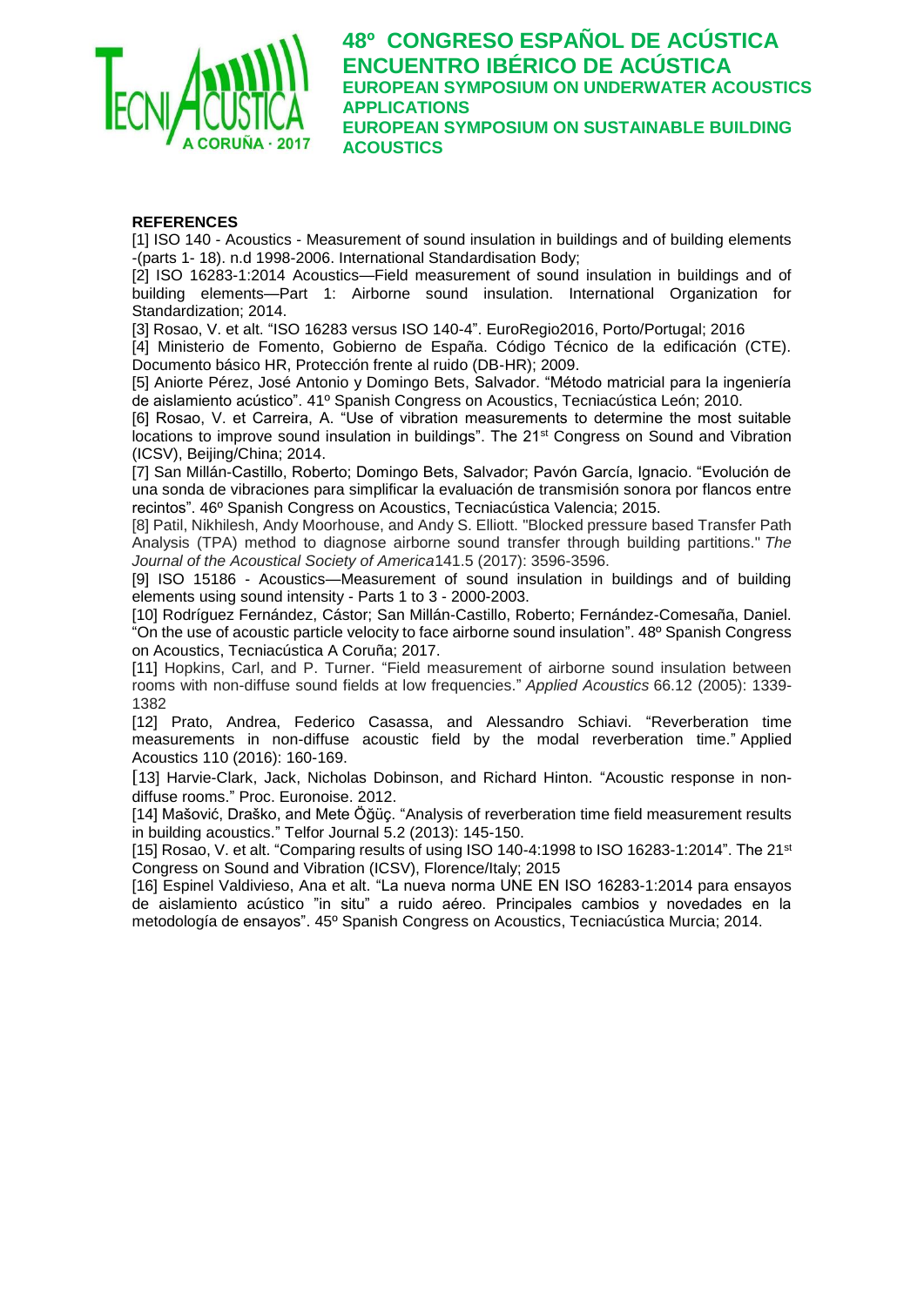**REFERENCES**

[1] ISO 140 - Acoustics - Measurement of sound insulation in buildings and of building elements -(parts 1- 18). n.d 1998-2006. International Standardisation Body;

[2] ISO 16283-1:2014 Acoustics—Field measurement of sound insulation in buildings and of building elements—Part 1: Airborne sound insulation. International Organization for Standardization; 2014.

[3] Rosao, V. et alt. "ISO 16283 versus ISO 140-4". EuroRegio2016, Porto/Portugal; 2016

[4] Ministerio de Fomento, Gobierno de España. Código Técnico de la edificación (CTE). Documento básico HR, Protección frente al ruido (DB-HR); 2009.

[5] Aniorte Pérez, José Antonio y Domingo Bets, Salvador. "Método matricial para la ingeniería de aislamiento acústico". 41º Spanish Congress on Acoustics, Tecniacústica León; 2010.

[6] Rosao, V. et Carreira, A. "Use of vibration measurements to determine the most suitable locations to improve sound insulation in buildings". The 21st Congress on Sound and Vibration (ICSV), Beijing/China; 2014.

[7] San Millán-Castillo, Roberto; Domingo Bets, Salvador; Pavón García, Ignacio. "Evolución de una sonda de vibraciones para simplificar la evaluación de transmisión sonora por flancos entre recintos". 46º Spanish Congress on Acoustics, Tecniacústica Valencia; 2015.

[8] Patil, Nikhilesh, Andy Moorhouse, and Andy S. Elliott. "Blocked pressure based Transfer Path Analysis (TPA) method to diagnose airborne sound transfer through building partitions." *The Journal of the Acoustical Society of America*141.5 (2017): 3596-3596.

[9] ISO 15186 - Acoustics—Measurement of sound insulation in buildings and of building elements using sound intensity - Parts 1 to 3 - 2000-2003.

[10] Rodríguez Fernández, Cástor; San Millán-Castillo, Roberto; Fernández-Comesaña, Daniel. "On the use of acoustic particle velocity to face airborne sound insulation". 48º Spanish Congress on Acoustics, Tecniacústica A Coruña; 2017.

[11] Hopkins, Carl, and P. Turner. "Field measurement of airborne sound insulation between rooms with non-diffuse sound fields at low frequencies." *Applied Acoustics* 66.12 (2005): 1339-1382

[12] Prato, Andrea, Federico Casassa, and Alessandro Schiavi. "Reverberation time measurements in non-diffuse acoustic field by the modal reverberation time." Applied Acoustics 110 (2016): 160-169.

[13] Harvie-Clark, Jack, Nicholas Dobinson, and Richard Hinton. "Acoustic response in non-diffuse rooms." Proc. Euronoise. 2012.

[14] Mašović, Draško, and Mete Öğüç. "Analysis of reverberation time field measurement results in building acoustics." Telfor Journal 5.2 (2013): 145-150.

[15] Rosao, V. et alt. "Comparing results of using ISO 140-4:1998 to ISO 16283-1:2014". The 21st Congress on Sound and Vibration (ICSV), Florence/Italy; 2015

[16] Espinel Valdivieso, Ana et alt. "La nueva norma UNE EN ISO 16283-1:2014 para ensayos de aislamiento acústico "in situ" a ruido aéreo. Principales cambios y novedades en la metodología de ensayos". 45º Spanish Congress on Acoustics, Tecniacústica Murcia; 2014.